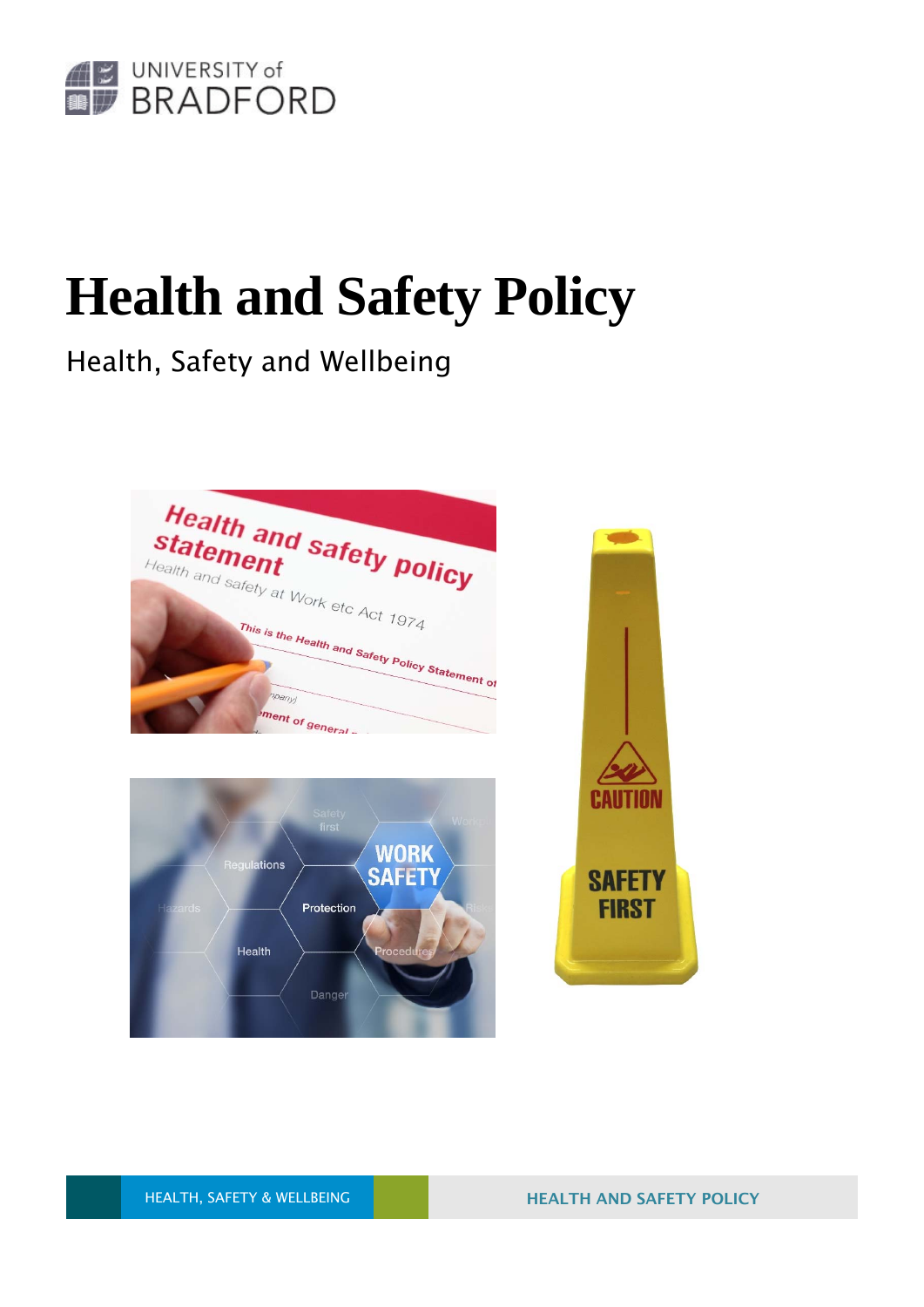UNIVERSITY of BRADFORD

# Health and Safety Policy

Health, Safety and Wellbeing

HEALTH, SAFETY & WELLBEING

HEALTH AND SAFETY POLICY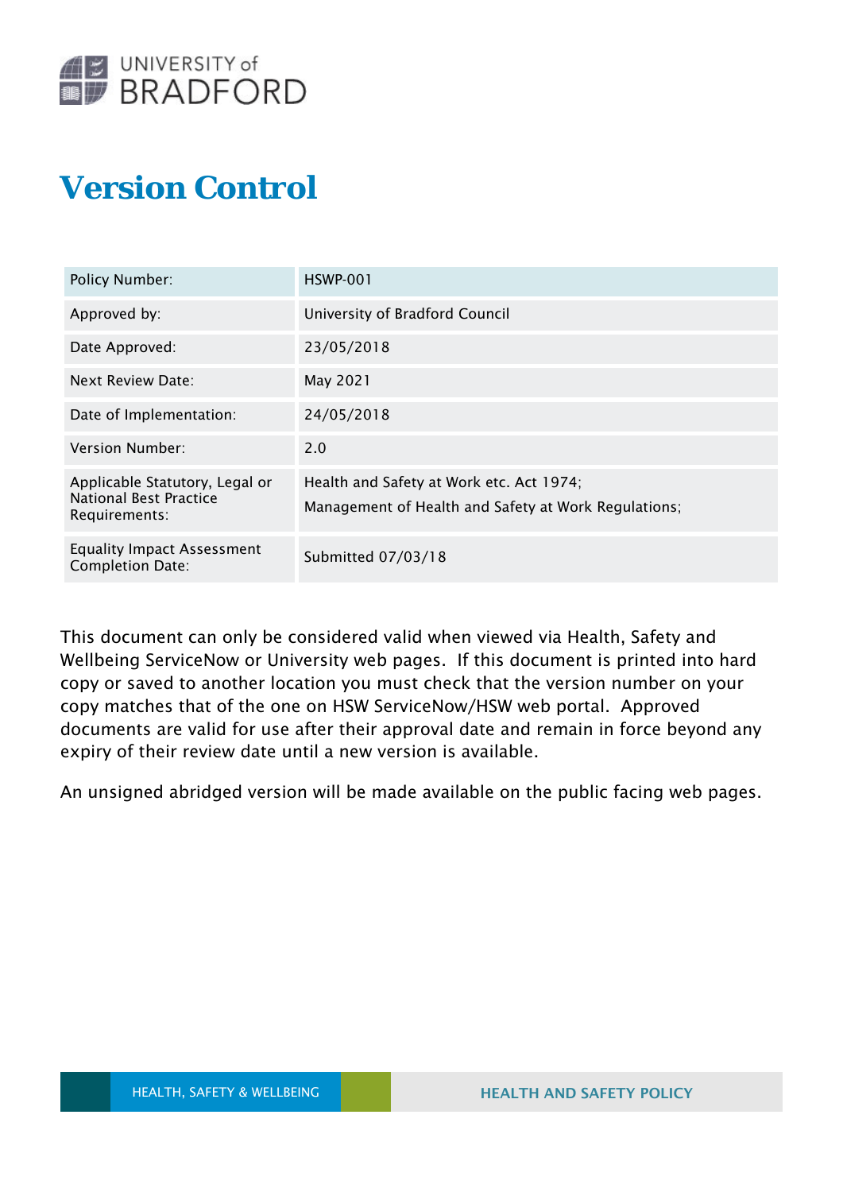# Version Control

| | |
|---|---|
| Policy Number: | HSWP-001 |
| Approved by: | University of Bradford Council |
| Date Approved: | 23/05/2018 |
| Next Review Date: | May 2021 |
| Date of Implementation: | 24/05/2018 |
| Version Number: | 2.0 |
| Applicable Statutory, Legal or National Best Practice Requirements: | Health and Safety at Work etc. Act 1974; Management of Health and Safety at Work Regulations; |
| Equality Impact Assessment Completion Date: | Submitted 07/03/18 |

This document can only be considered valid when viewed via Health, Safety and Wellbeing ServiceNow or University web pages. If this document is printed into hard copy or saved to another location you must check that the version number on your copy matches that of the one on HSW ServiceNow/HSW web portal. Approved documents are valid for use after their approval date and remain in force beyond any expiry of their review date until a new version is available.

An unsigned abridged version will be made available on the public facing web pages.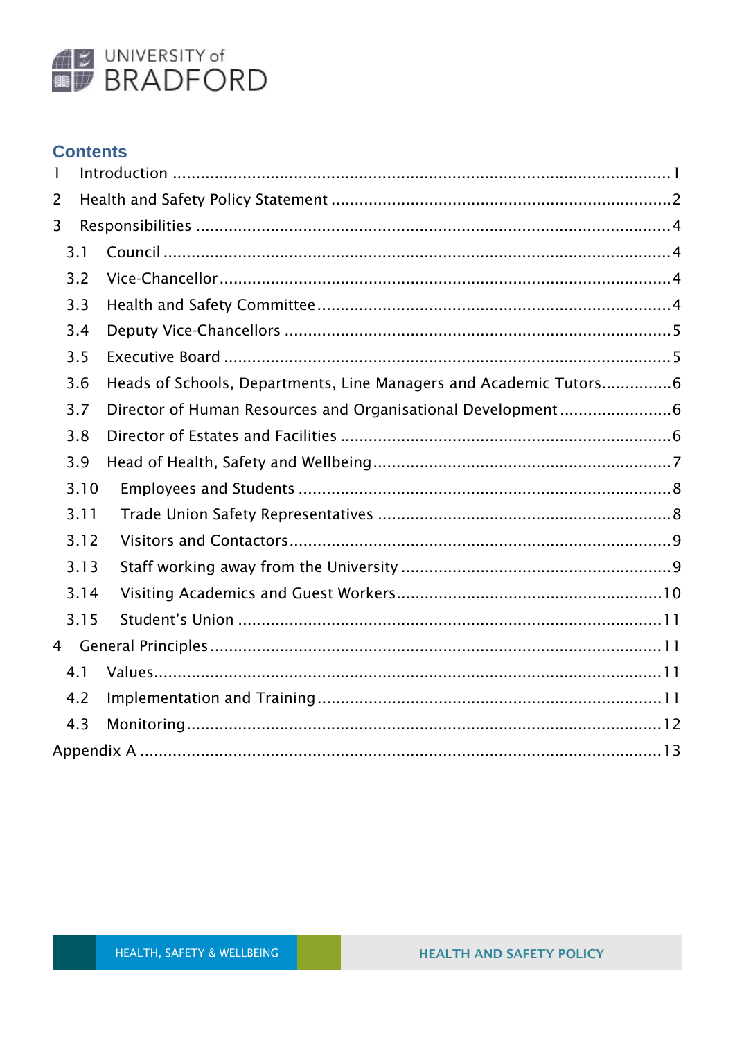## Contents

1 Introduction ........................................................................................................ 1

2 Health and Safety Policy Statement ........................................................................ 2

3 Responsibilities .................................................................................................... 4

3.1 Council ............................................................................................................. 4

3.2 Vice-Chancellor ................................................................................................ 4

3.3 Health and Safety Committee ........................................................................... 4

3.4 Deputy Vice-Chancellors ................................................................................... 5

3.5 Executive Board ................................................................................................ 5

3.6 Heads of Schools, Departments, Line Managers and Academic Tutors ............... 6

3.7 Director of Human Resources and Organisational Development ......................... 6

3.8 Director of Estates and Facilities ....................................................................... 6

3.9 Head of Health, Safety and Wellbeing ................................................................ 7

3.10 Employees and Students ................................................................................. 8

3.11 Trade Union Safety Representatives ............................................................... 8

3.12 Visitors and Contactors .................................................................................. 9

3.13 Staff working away from the University ........................................................... 9

3.14 Visiting Academics and Guest Workers ........................................................... 10

3.15 Student's Union ............................................................................................. 11

4 General Principles ................................................................................................ 11

4.1 Values .............................................................................................................. 11

4.2 Implementation and Training ............................................................................ 11

4.3 Monitoring ........................................................................................................ 12

Appendix A ............................................................................................................. 13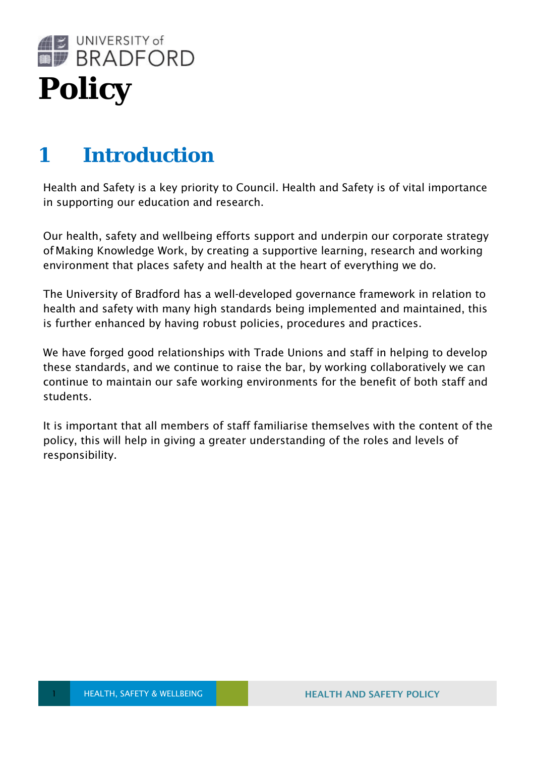# Policy

## 1 Introduction

Health and Safety is a key priority to Council. Health and Safety is of vital importance in supporting our education and research.

Our health, safety and wellbeing efforts support and underpin our corporate strategy of Making Knowledge Work, by creating a supportive learning, research and working environment that places safety and health at the heart of everything we do.

The University of Bradford has a well-developed governance framework in relation to health and safety with many high standards being implemented and maintained, this is further enhanced by having robust policies, procedures and practices.

We have forged good relationships with Trade Unions and staff in helping to develop these standards, and we continue to raise the bar, by working collaboratively we can continue to maintain our safe working environments for the benefit of both staff and students.

It is important that all members of staff familiarise themselves with the content of the policy, this will help in giving a greater understanding of the roles and levels of responsibility.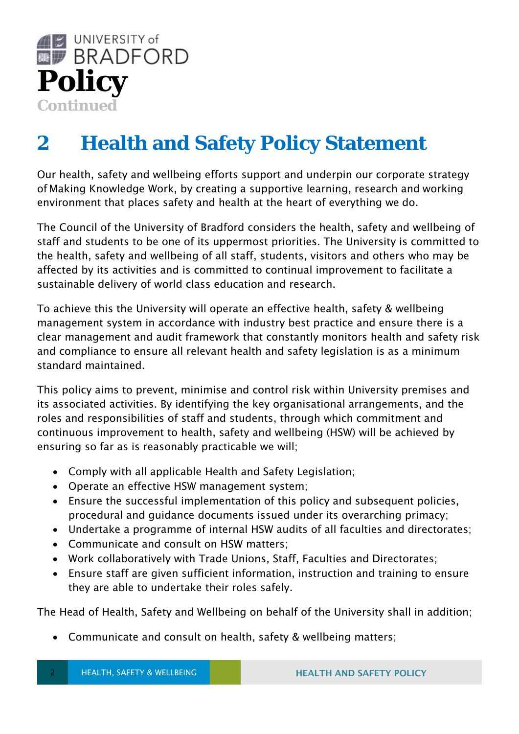## 2 Health and Safety Policy Statement

Our health, safety and wellbeing efforts support and underpin our corporate strategy of Making Knowledge Work, by creating a supportive learning, research and working environment that places safety and health at the heart of everything we do.

The Council of the University of Bradford considers the health, safety and wellbeing of staff and students to be one of its uppermost priorities. The University is committed to the health, safety and wellbeing of all staff, students, visitors and others who may be affected by its activities and is committed to continual improvement to facilitate a sustainable delivery of world class education and research.

To achieve this the University will operate an effective health, safety & wellbeing management system in accordance with industry best practice and ensure there is a clear management and audit framework that constantly monitors health and safety risk and compliance to ensure all relevant health and safety legislation is as a minimum standard maintained.

This policy aims to prevent, minimise and control risk within University premises and its associated activities. By identifying the key organisational arrangements, and the roles and responsibilities of staff and students, through which commitment and continuous improvement to health, safety and wellbeing (HSW) will be achieved by ensuring so far as is reasonably practicable we will;

- Comply with all applicable Health and Safety Legislation;
- Operate an effective HSW management system;
- Ensure the successful implementation of this policy and subsequent policies, procedural and guidance documents issued under its overarching primacy;
- Undertake a programme of internal HSW audits of all faculties and directorates;
- Communicate and consult on HSW matters;
- Work collaboratively with Trade Unions, Staff, Faculties and Directorates;
- Ensure staff are given sufficient information, instruction and training to ensure they are able to undertake their roles safely.

The Head of Health, Safety and Wellbeing on behalf of the University shall in addition;

- Communicate and consult on health, safety & wellbeing matters;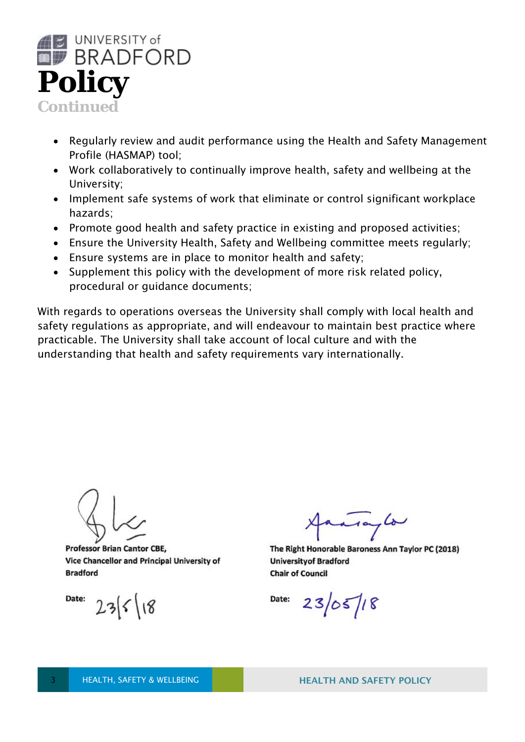# Policy

Continued

- Regularly review and audit performance using the Health and Safety Management Profile (HASMAP) tool;
- Work collaboratively to continually improve health, safety and wellbeing at the University;
- Implement safe systems of work that eliminate or control significant workplace hazards;
- Promote good health and safety practice in existing and proposed activities;
- Ensure the University Health, Safety and Wellbeing committee meets regularly;
- Ensure systems are in place to monitor health and safety;
- Supplement this policy with the development of more risk related policy, procedural or guidance documents;

With regards to operations overseas the University shall comply with local health and safety regulations as appropriate, and will endeavour to maintain best practice where practicable. The University shall take account of local culture and with the understanding that health and safety requirements vary internationally.

**Professor Brian Cantor CBE,**
**Vice Chancellor and Principal University of Bradford**

**Date:** 23/5/18

**The Right Honorable Baroness Ann Taylor PC (2018)**
**Universityof Bradford**
**Chair of Council**

**Date:** 23/05/18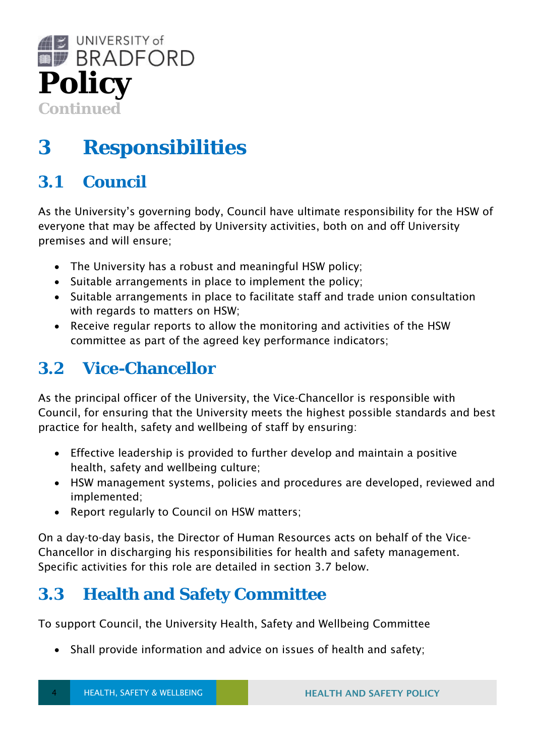# 3 Responsibilities

## 3.1 Council

As the University's governing body, Council have ultimate responsibility for the HSW of everyone that may be affected by University activities, both on and off University premises and will ensure;

- The University has a robust and meaningful HSW policy;
- Suitable arrangements in place to implement the policy;
- Suitable arrangements in place to facilitate staff and trade union consultation with regards to matters on HSW;
- Receive regular reports to allow the monitoring and activities of the HSW committee as part of the agreed key performance indicators;

## 3.2 Vice-Chancellor

As the principal officer of the University, the Vice-Chancellor is responsible with Council, for ensuring that the University meets the highest possible standards and best practice for health, safety and wellbeing of staff by ensuring:

- Effective leadership is provided to further develop and maintain a positive health, safety and wellbeing culture;
- HSW management systems, policies and procedures are developed, reviewed and implemented;
- Report regularly to Council on HSW matters;

On a day-to-day basis, the Director of Human Resources acts on behalf of the Vice-Chancellor in discharging his responsibilities for health and safety management. Specific activities for this role are detailed in section 3.7 below.

## 3.3 Health and Safety Committee

To support Council, the University Health, Safety and Wellbeing Committee

- Shall provide information and advice on issues of health and safety;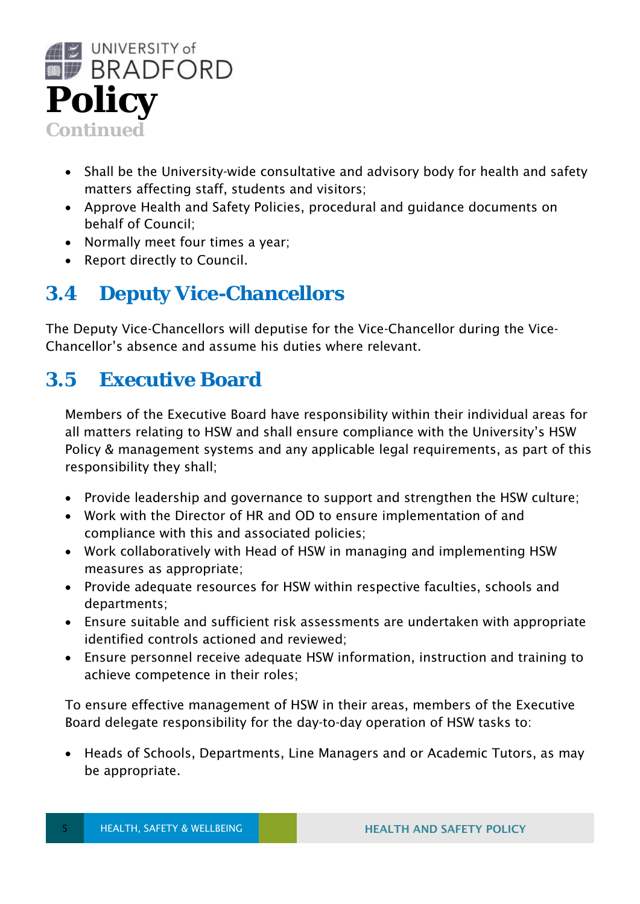- Shall be the University-wide consultative and advisory body for health and safety matters affecting staff, students and visitors;
- Approve Health and Safety Policies, procedural and guidance documents on behalf of Council;
- Normally meet four times a year;
- Report directly to Council.

## 3.4 Deputy Vice-Chancellors

The Deputy Vice-Chancellors will deputise for the Vice-Chancellor during the Vice-Chancellor's absence and assume his duties where relevant.

## 3.5 Executive Board

Members of the Executive Board have responsibility within their individual areas for all matters relating to HSW and shall ensure compliance with the University's HSW Policy & management systems and any applicable legal requirements, as part of this responsibility they shall;

- Provide leadership and governance to support and strengthen the HSW culture;
- Work with the Director of HR and OD to ensure implementation of and compliance with this and associated policies;
- Work collaboratively with Head of HSW in managing and implementing HSW measures as appropriate;
- Provide adequate resources for HSW within respective faculties, schools and departments;
- Ensure suitable and sufficient risk assessments are undertaken with appropriate identified controls actioned and reviewed;
- Ensure personnel receive adequate HSW information, instruction and training to achieve competence in their roles;

To ensure effective management of HSW in their areas, members of the Executive Board delegate responsibility for the day-to-day operation of HSW tasks to:

- Heads of Schools, Departments, Line Managers and or Academic Tutors, as may be appropriate.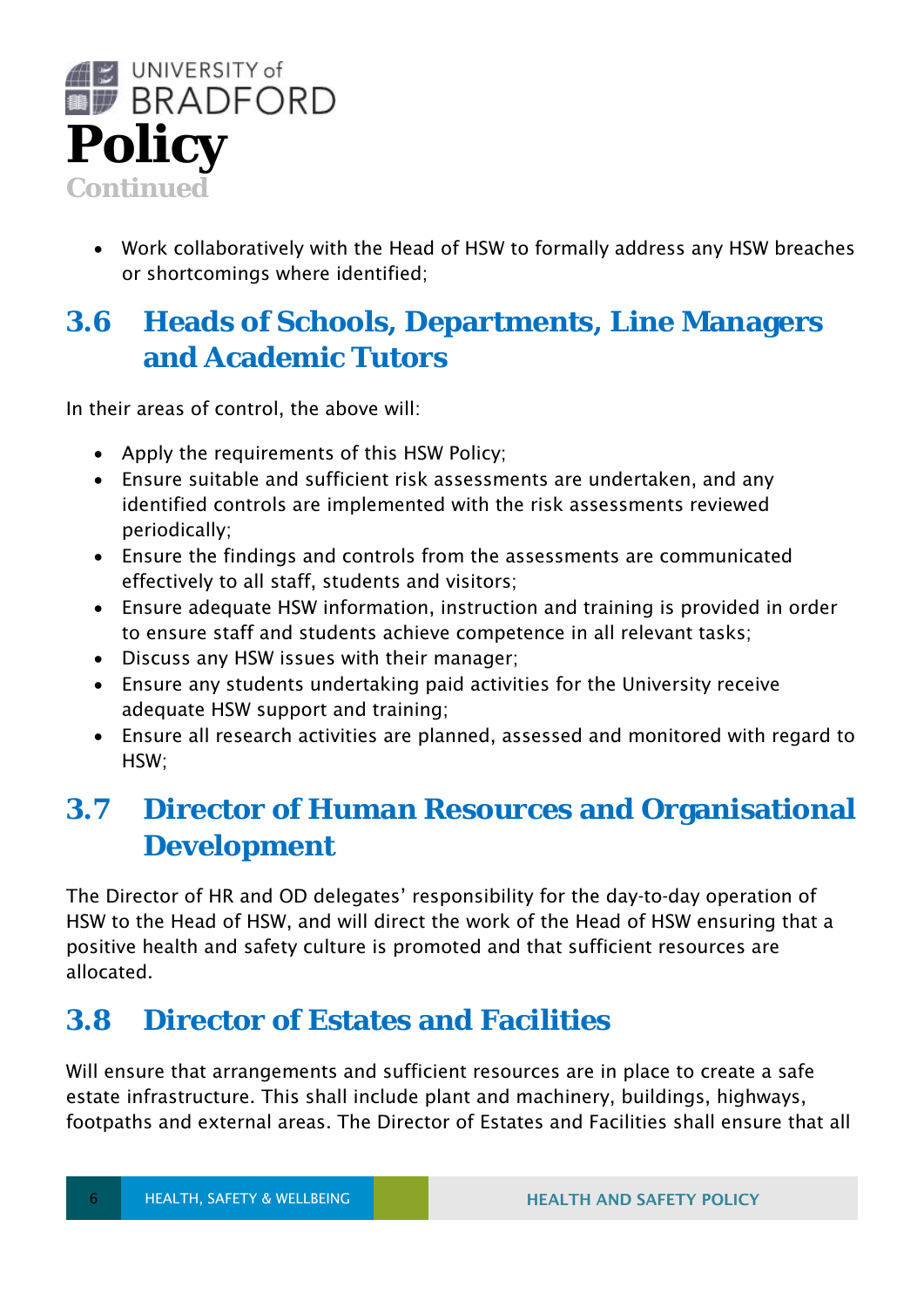- Work collaboratively with the Head of HSW to formally address any HSW breaches or shortcomings where identified;

## 3.6 Heads of Schools, Departments, Line Managers and Academic Tutors

In their areas of control, the above will:

- Apply the requirements of this HSW Policy;
- Ensure suitable and sufficient risk assessments are undertaken, and any identified controls are implemented with the risk assessments reviewed periodically;
- Ensure the findings and controls from the assessments are communicated effectively to all staff, students and visitors;
- Ensure adequate HSW information, instruction and training is provided in order to ensure staff and students achieve competence in all relevant tasks;
- Discuss any HSW issues with their manager;
- Ensure any students undertaking paid activities for the University receive adequate HSW support and training;
- Ensure all research activities are planned, assessed and monitored with regard to HSW;

## 3.7 Director of Human Resources and Organisational Development

The Director of HR and OD delegates' responsibility for the day-to-day operation of HSW to the Head of HSW, and will direct the work of the Head of HSW ensuring that a positive health and safety culture is promoted and that sufficient resources are allocated.

## 3.8 Director of Estates and Facilities

Will ensure that arrangements and sufficient resources are in place to create a safe estate infrastructure. This shall include plant and machinery, buildings, highways, footpaths and external areas. The Director of Estates and Facilities shall ensure that all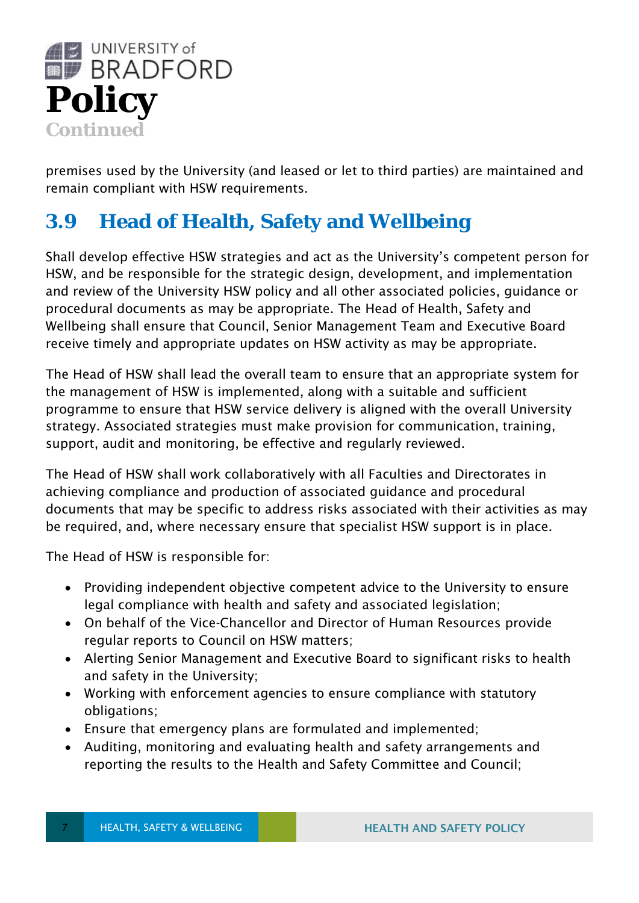premises used by the University (and leased or let to third parties) are maintained and remain compliant with HSW requirements.

## 3.9 Head of Health, Safety and Wellbeing

Shall develop effective HSW strategies and act as the University's competent person for HSW, and be responsible for the strategic design, development, and implementation and review of the University HSW policy and all other associated policies, guidance or procedural documents as may be appropriate. The Head of Health, Safety and Wellbeing shall ensure that Council, Senior Management Team and Executive Board receive timely and appropriate updates on HSW activity as may be appropriate.

The Head of HSW shall lead the overall team to ensure that an appropriate system for the management of HSW is implemented, along with a suitable and sufficient programme to ensure that HSW service delivery is aligned with the overall University strategy. Associated strategies must make provision for communication, training, support, audit and monitoring, be effective and regularly reviewed.

The Head of HSW shall work collaboratively with all Faculties and Directorates in achieving compliance and production of associated guidance and procedural documents that may be specific to address risks associated with their activities as may be required, and, where necessary ensure that specialist HSW support is in place.

The Head of HSW is responsible for:

- Providing independent objective competent advice to the University to ensure legal compliance with health and safety and associated legislation;
- On behalf of the Vice-Chancellor and Director of Human Resources provide regular reports to Council on HSW matters;
- Alerting Senior Management and Executive Board to significant risks to health and safety in the University;
- Working with enforcement agencies to ensure compliance with statutory obligations;
- Ensure that emergency plans are formulated and implemented;
- Auditing, monitoring and evaluating health and safety arrangements and reporting the results to the Health and Safety Committee and Council;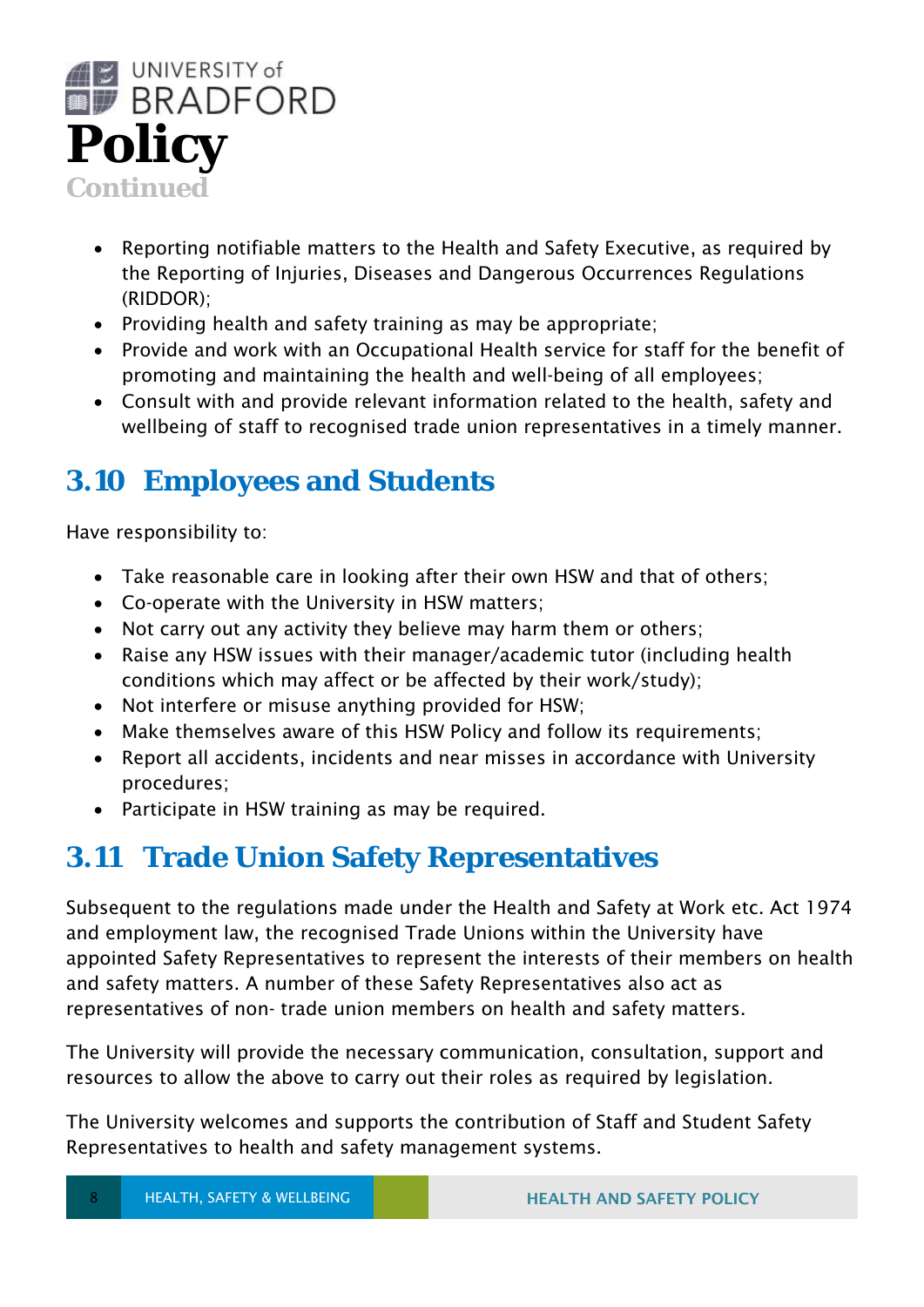- Reporting notifiable matters to the Health and Safety Executive, as required by the Reporting of Injuries, Diseases and Dangerous Occurrences Regulations (RIDDOR);
- Providing health and safety training as may be appropriate;
- Provide and work with an Occupational Health service for staff for the benefit of promoting and maintaining the health and well-being of all employees;
- Consult with and provide relevant information related to the health, safety and wellbeing of staff to recognised trade union representatives in a timely manner.

## 3.10 Employees and Students

Have responsibility to:

- Take reasonable care in looking after their own HSW and that of others;
- Co-operate with the University in HSW matters;
- Not carry out any activity they believe may harm them or others;
- Raise any HSW issues with their manager/academic tutor (including health conditions which may affect or be affected by their work/study);
- Not interfere or misuse anything provided for HSW;
- Make themselves aware of this HSW Policy and follow its requirements;
- Report all accidents, incidents and near misses in accordance with University procedures;
- Participate in HSW training as may be required.

## 3.11 Trade Union Safety Representatives

Subsequent to the regulations made under the Health and Safety at Work etc. Act 1974 and employment law, the recognised Trade Unions within the University have appointed Safety Representatives to represent the interests of their members on health and safety matters. A number of these Safety Representatives also act as representatives of non- trade union members on health and safety matters.

The University will provide the necessary communication, consultation, support and resources to allow the above to carry out their roles as required by legislation.

The University welcomes and supports the contribution of Staff and Student Safety Representatives to health and safety management systems.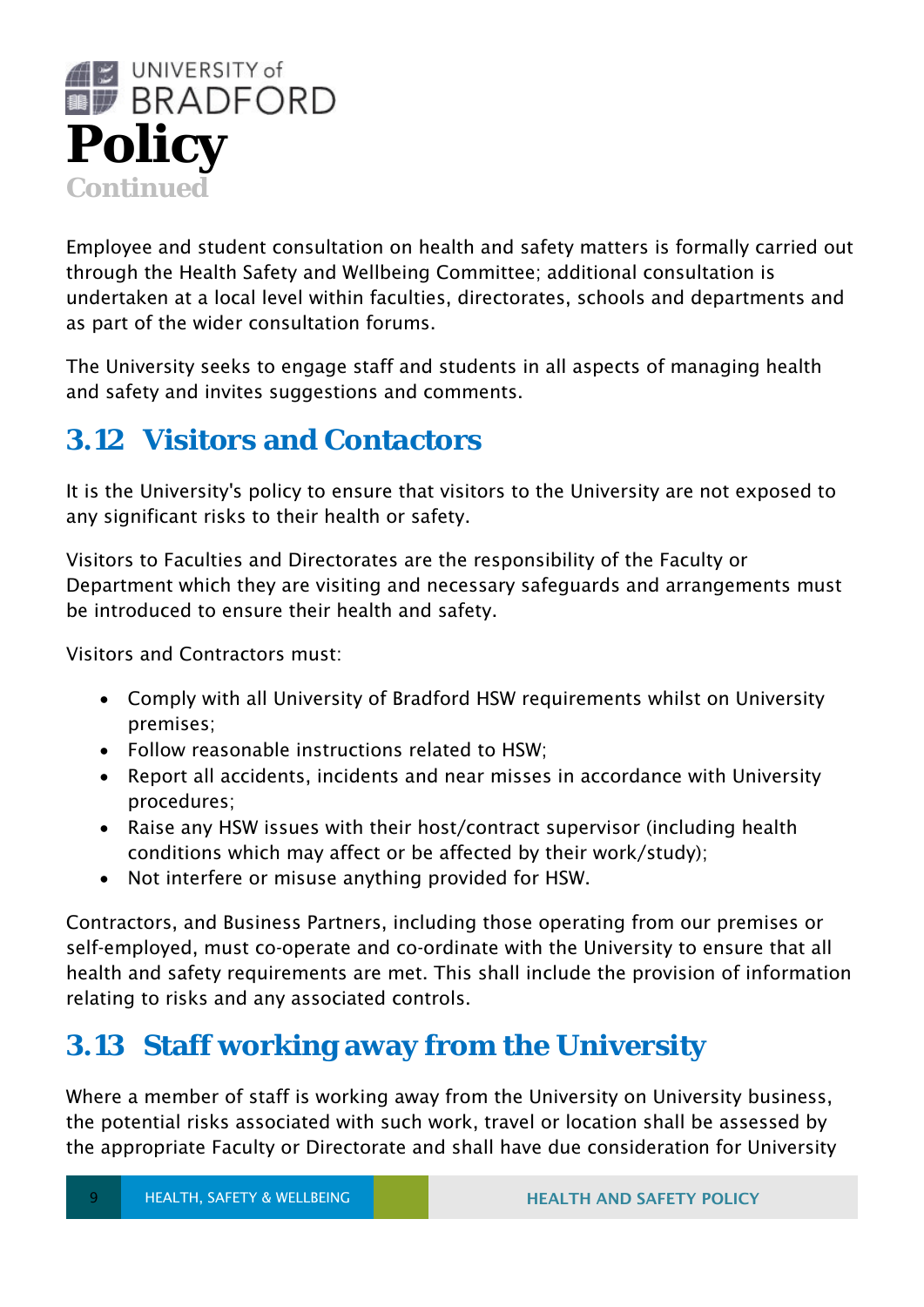# Policy

Continued

Employee and student consultation on health and safety matters is formally carried out through the Health Safety and Wellbeing Committee; additional consultation is undertaken at a local level within faculties, directorates, schools and departments and as part of the wider consultation forums.

The University seeks to engage staff and students in all aspects of managing health and safety and invites suggestions and comments.

## 3.12 Visitors and Contactors

It is the University's policy to ensure that visitors to the University are not exposed to any significant risks to their health or safety.

Visitors to Faculties and Directorates are the responsibility of the Faculty or Department which they are visiting and necessary safeguards and arrangements must be introduced to ensure their health and safety.

Visitors and Contractors must:

- Comply with all University of Bradford HSW requirements whilst on University premises;
- Follow reasonable instructions related to HSW;
- Report all accidents, incidents and near misses in accordance with University procedures;
- Raise any HSW issues with their host/contract supervisor (including health conditions which may affect or be affected by their work/study);
- Not interfere or misuse anything provided for HSW.

Contractors, and Business Partners, including those operating from our premises or self-employed, must co-operate and co-ordinate with the University to ensure that all health and safety requirements are met. This shall include the provision of information relating to risks and any associated controls.

## 3.13 Staff working away from the University

Where a member of staff is working away from the University on University business, the potential risks associated with such work, travel or location shall be assessed by the appropriate Faculty or Directorate and shall have due consideration for University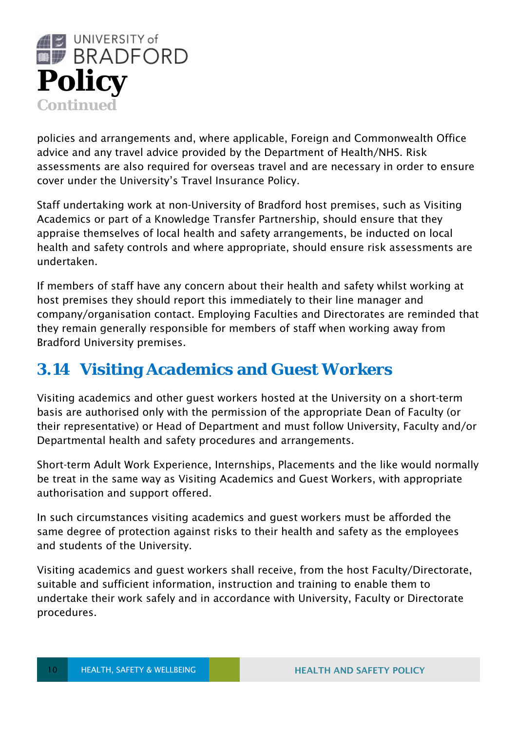policies and arrangements and, where applicable, Foreign and Commonwealth Office advice and any travel advice provided by the Department of Health/NHS. Risk assessments are also required for overseas travel and are necessary in order to ensure cover under the University's Travel Insurance Policy.

Staff undertaking work at non-University of Bradford host premises, such as Visiting Academics or part of a Knowledge Transfer Partnership, should ensure that they appraise themselves of local health and safety arrangements, be inducted on local health and safety controls and where appropriate, should ensure risk assessments are undertaken.

If members of staff have any concern about their health and safety whilst working at host premises they should report this immediately to their line manager and company/organisation contact. Employing Faculties and Directorates are reminded that they remain generally responsible for members of staff when working away from Bradford University premises.

## 3.14 Visiting Academics and Guest Workers

Visiting academics and other guest workers hosted at the University on a short-term basis are authorised only with the permission of the appropriate Dean of Faculty (or their representative) or Head of Department and must follow University, Faculty and/or Departmental health and safety procedures and arrangements.

Short-term Adult Work Experience, Internships, Placements and the like would normally be treat in the same way as Visiting Academics and Guest Workers, with appropriate authorisation and support offered.

In such circumstances visiting academics and guest workers must be afforded the same degree of protection against risks to their health and safety as the employees and students of the University.

Visiting academics and guest workers shall receive, from the host Faculty/Directorate, suitable and sufficient information, instruction and training to enable them to undertake their work safely and in accordance with University, Faculty or Directorate procedures.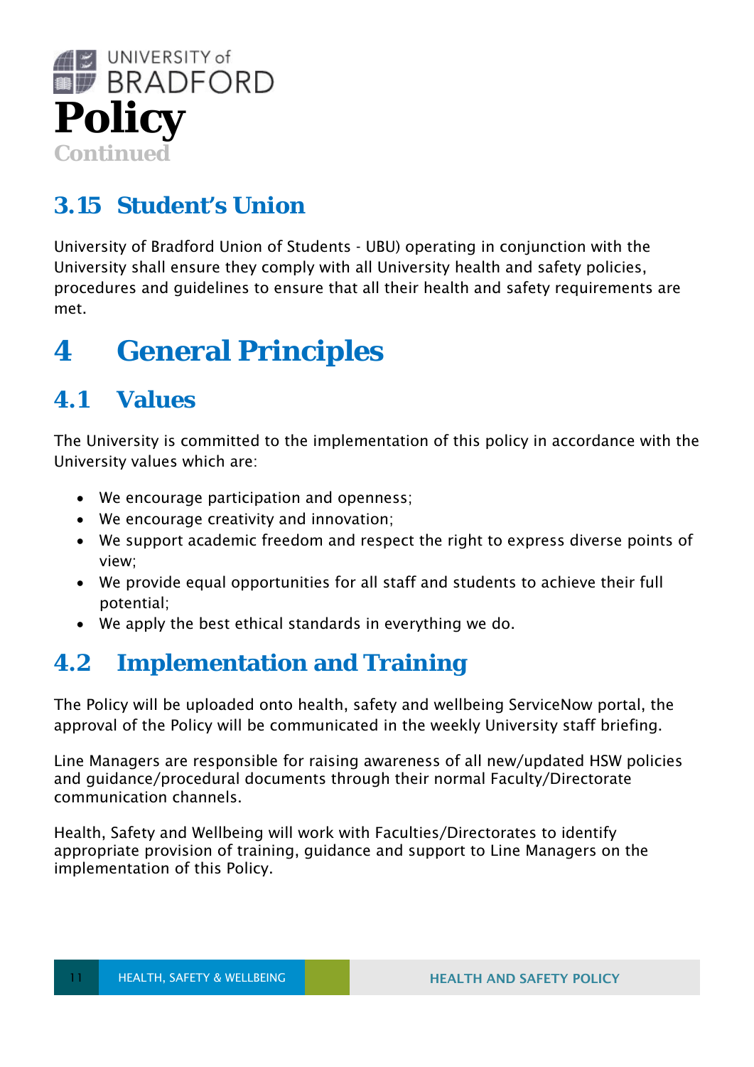## 3.15 Student's Union

University of Bradford Union of Students - UBU) operating in conjunction with the University shall ensure they comply with all University health and safety policies, procedures and guidelines to ensure that all their health and safety requirements are met.

# 4 General Principles

## 4.1 Values

The University is committed to the implementation of this policy in accordance with the University values which are:

- We encourage participation and openness;
- We encourage creativity and innovation;
- We support academic freedom and respect the right to express diverse points of view;
- We provide equal opportunities for all staff and students to achieve their full potential;
- We apply the best ethical standards in everything we do.

## 4.2 Implementation and Training

The Policy will be uploaded onto health, safety and wellbeing ServiceNow portal, the approval of the Policy will be communicated in the weekly University staff briefing.

Line Managers are responsible for raising awareness of all new/updated HSW policies and guidance/procedural documents through their normal Faculty/Directorate communication channels.

Health, Safety and Wellbeing will work with Faculties/Directorates to identify appropriate provision of training, guidance and support to Line Managers on the implementation of this Policy.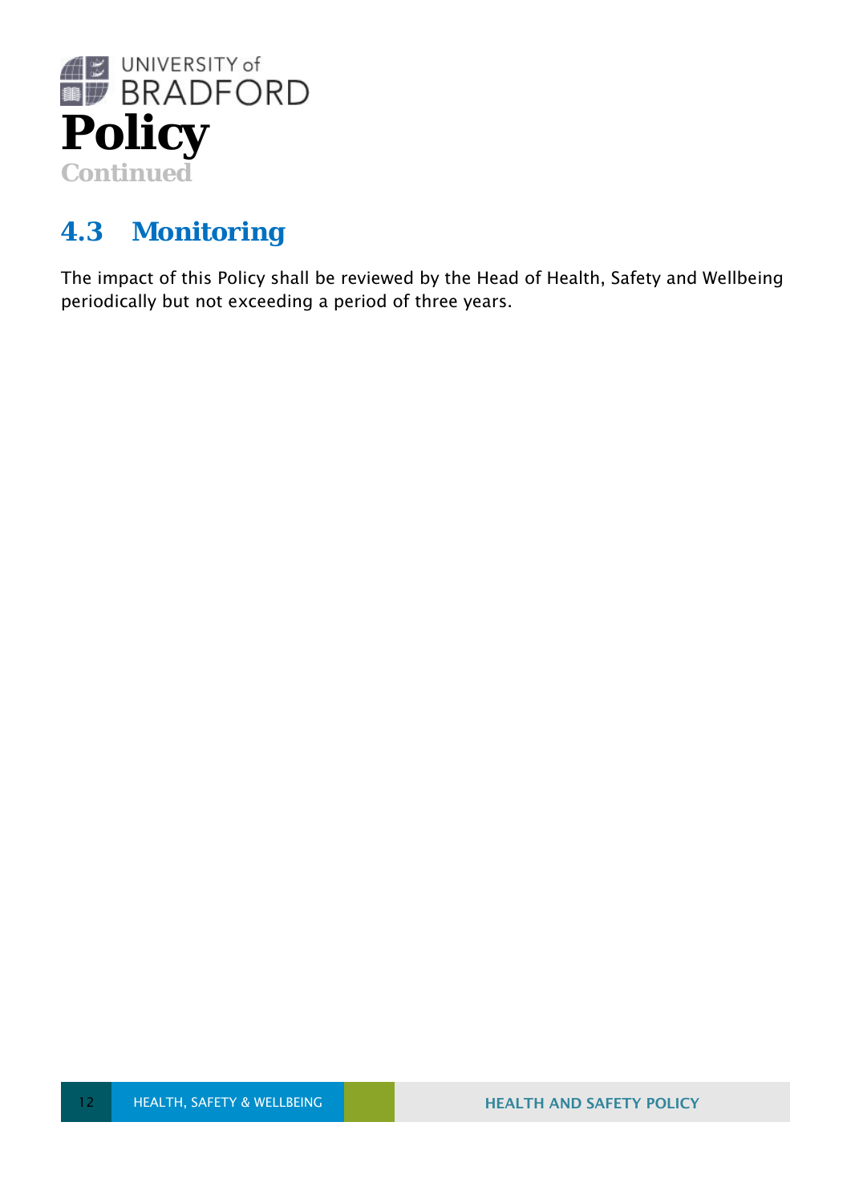## 4.3 Monitoring

The impact of this Policy shall be reviewed by the Head of Health, Safety and Wellbeing periodically but not exceeding a period of three years.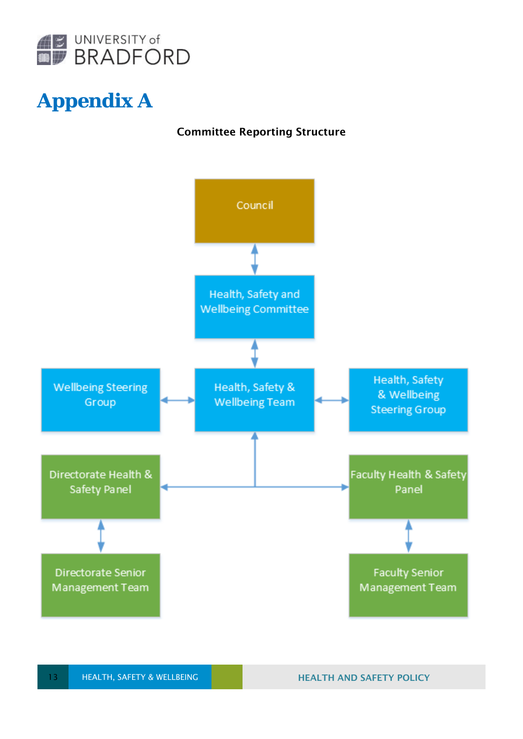# Appendix A

**Committee Reporting Structure**

Council

Health, Safety and Wellbeing Committee

Wellbeing Steering Group

Health, Safety & Wellbeing Team

Health, Safety & Wellbeing Steering Group

Directorate Health & Safety Panel

Faculty Health & Safety Panel

Directorate Senior Management Team

Faculty Senior Management Team